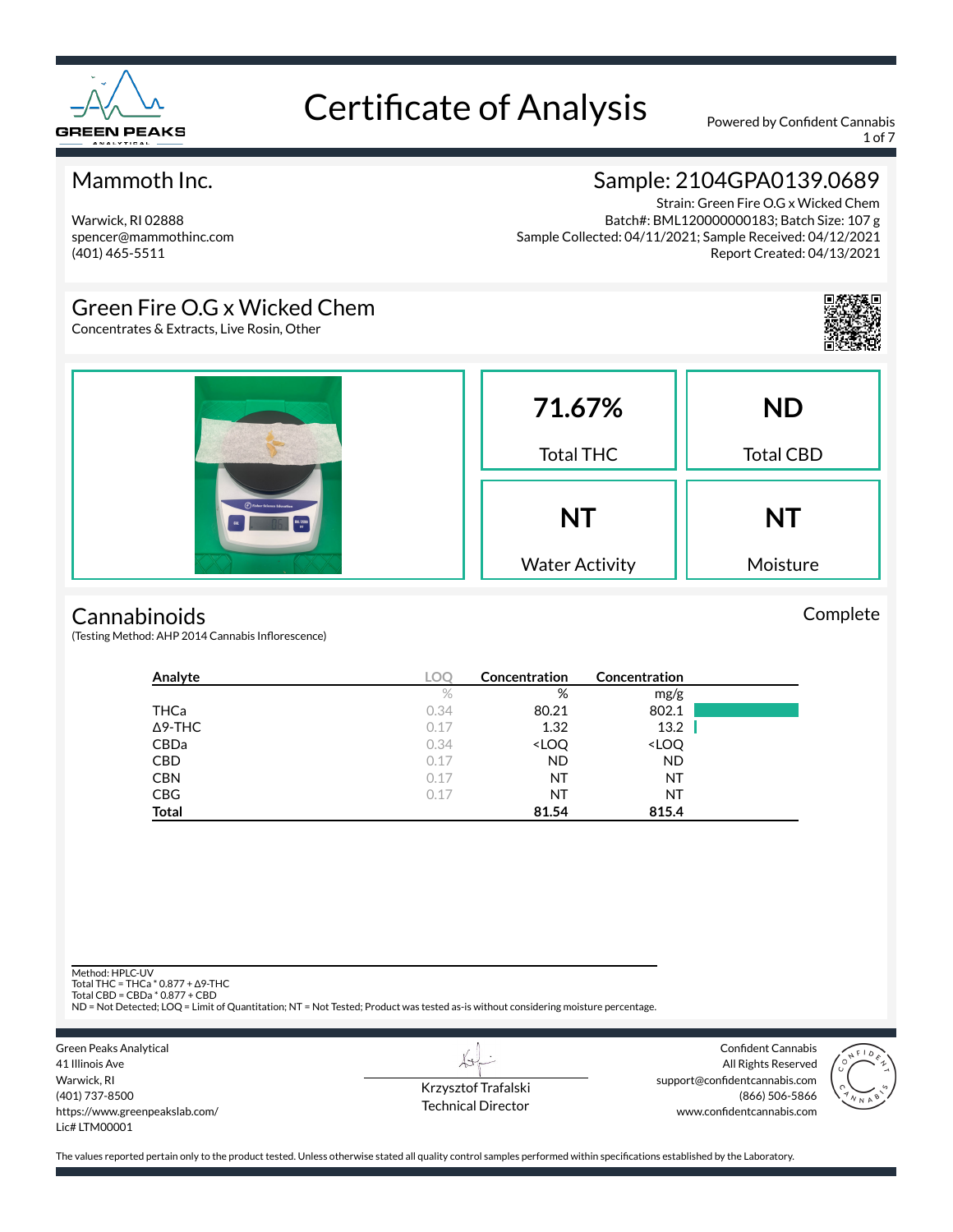# Certificate of Analysis

Powered by Confident Cannabis

## Mammoth Inc.

Warwick, RI 02888
spencer@mammothinc.com
(401) 465-5511

## Sample: 2104GPA0139.0689

Strain: Green Fire O.G x Wicked Chem
Batch#: BML120000000183; Batch Size: 107 g
Sample Collected: 04/11/2021; Sample Received: 04/12/2021
Report Created: 04/13/2021

## Green Fire O.G x Wicked Chem

Concentrates & Extracts, Live Rosin, Other

| 71.67% | ND |
|---|---|
| Total THC | Total CBD |
| **NT** | **NT** |
| Water Activity | Moisture |

## Cannabinoids

Complete

(Testing Method: AHP 2014 Cannabis Inflorescence)

| Analyte | LOQ | Concentration | Concentration |
|---|---|---|---|
| | % | % | mg/g |
| THCa | 0.34 | 80.21 | 802.1 |
| Δ9-THC | 0.17 | 1.32 | 13.2 |
| CBDa | 0.34 | <LOQ | <LOQ |
| CBD | 0.17 | ND | ND |
| CBN | 0.17 | NT | NT |
| CBG | 0.17 | NT | NT |
| **Total** | | **81.54** | **815.4** |

Method: HPLC-UV
Total THC = THCa * 0.877 + Δ9-THC
Total CBD = CBDa * 0.877 + CBD
ND = Not Detected; LOQ = Limit of Quantitation; NT = Not Tested; Product was tested as-is without considering moisture percentage.

Green Peaks Analytical
41 Illinois Ave
Warwick, RI
(401) 737-8500
https://www.greenpeakslab.com/
Lic# LTM00001

Krzysztof Trafalski
Technical Director

Confident Cannabis
All Rights Reserved
support@confidentcannabis.com
(866) 506-5866
www.confidentcannabis.com

The values reported pertain only to the product tested. Unless otherwise stated all quality control samples performed within specifications established by the Laboratory.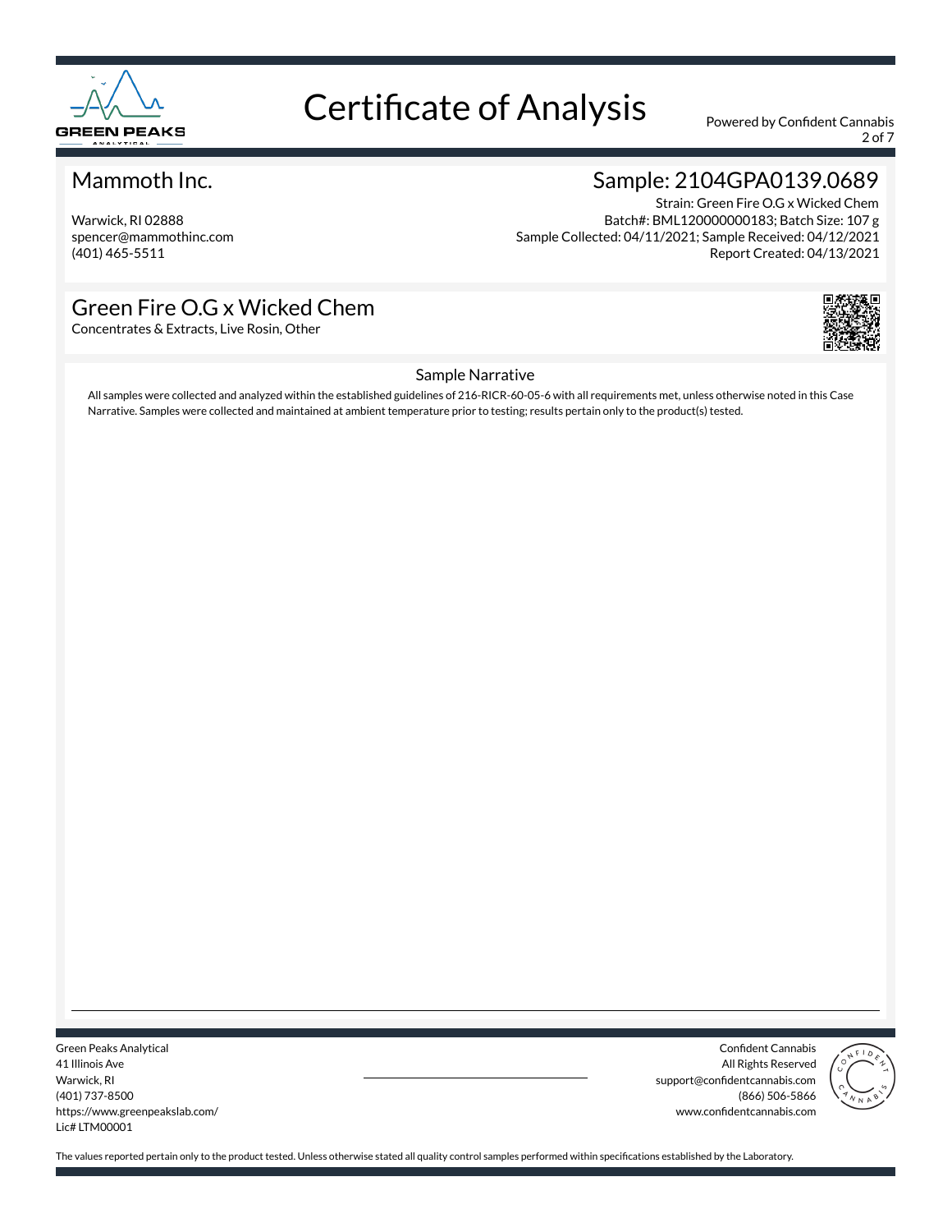# Certificate of Analysis

## Mammoth Inc.

Warwick, RI 02888
spencer@mammothinc.com
(401) 465-5511

## Sample: 2104GPA0139.0689

Strain: Green Fire O.G x Wicked Chem
Batch#: BML120000000183; Batch Size: 107 g
Sample Collected: 04/11/2021; Sample Received: 04/12/2021
Report Created: 04/13/2021

## Green Fire O.G x Wicked Chem

Concentrates & Extracts, Live Rosin, Other

### Sample Narrative

All samples were collected and analyzed within the established guidelines of 216-RICR-60-05-6 with all requirements met, unless otherwise noted in this Case Narrative. Samples were collected and maintained at ambient temperature prior to testing; results pertain only to the product(s) tested.

Green Peaks Analytical
41 Illinois Ave
Warwick, RI
(401) 737-8500
https://www.greenpeakslab.com/
Lic# LTM00001

Confident Cannabis
All Rights Reserved
support@confidentcannabis.com
(866) 506-5866
www.confidentcannabis.com

The values reported pertain only to the product tested. Unless otherwise stated all quality control samples performed within specifications established by the Laboratory.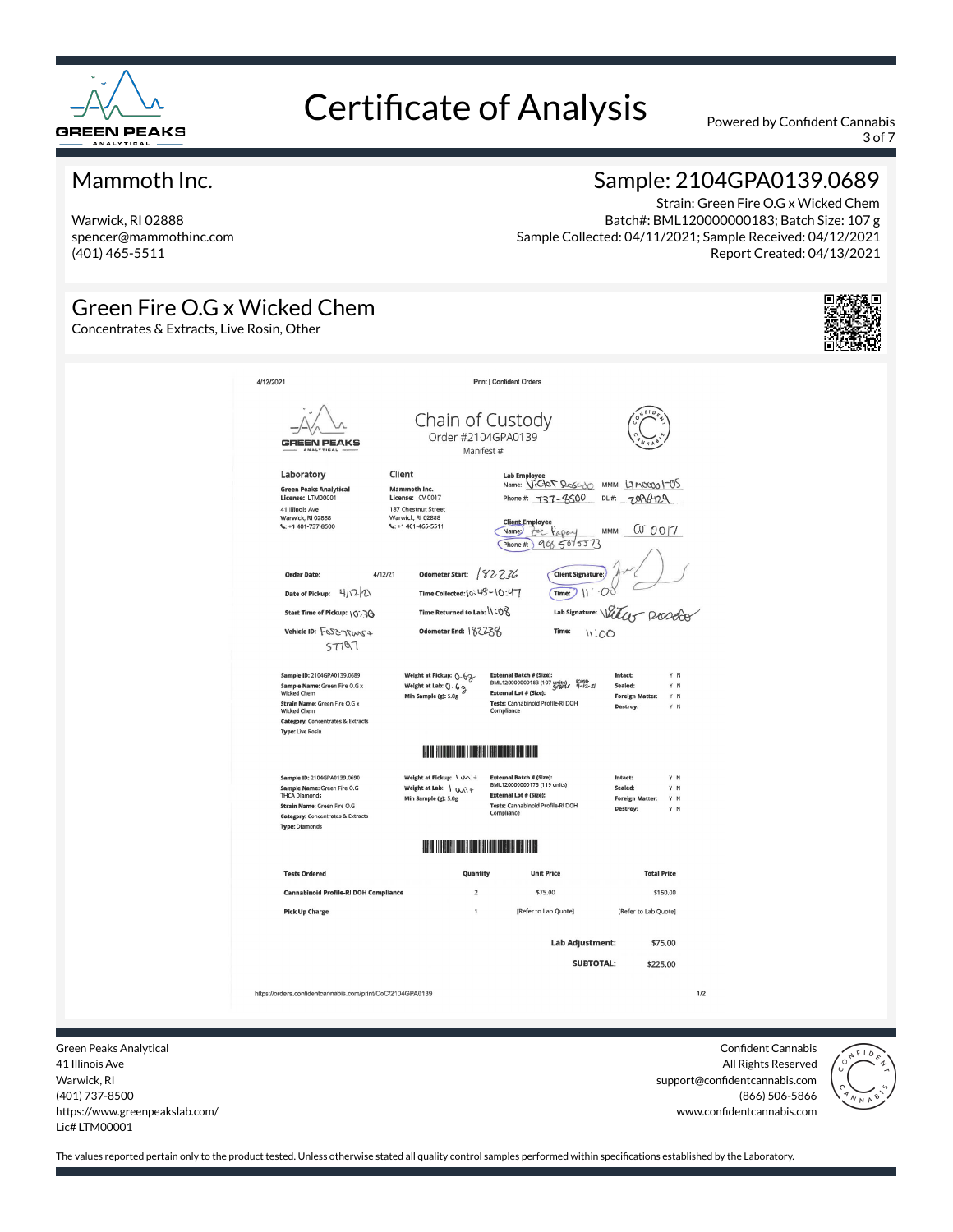# Certificate of Analysis

Powered by Confident Cannabis

## Mammoth Inc.

Warwick, RI 02888
spencer@mammothinc.com
(401) 465-5511

## Sample: 2104GPA0139.0689

Strain: Green Fire O.G x Wicked Chem
Batch#: BML120000000183; Batch Size: 107 g
Sample Collected: 04/11/2021; Sample Received: 04/12/2021
Report Created: 04/13/2021

## Green Fire O.G x Wicked Chem

Concentrates & Extracts, Live Rosin, Other

4/12/2021 Print | Confident Orders

### Chain of Custody

Order #2104GPA0139
Manifest #

**Laboratory**
**Green Peaks Analytical**
**License:** LTM00001
41 Illinois Ave
Warwick, RI 02888
+1 401-737-8500

**Client**
**Mammoth Inc.**
**License:** CV 0017
187 Chestnut Street
Warwick, RI 02888
+1 401-465-5511

**Lab Employee**
Name: Victor Rosado MMM: LTM00001-05
Phone #: 737-8500 DL #: 7096429

**Client Employee**
Name: Joe Papay MMM: CV 0017
Phone #: 908 507 5573

| | | | | | |
|---|---|---|---|---|---|
| **Order Date:** | 4/12/21 | **Odometer Start:** | 182236 | **Client Signature:** | (signed) |
| **Date of Pickup:** | 4/12/21 | **Time Collected:** | 10:45 - 10:47 | **Time:** | 11:00 |
| **Start Time of Pickup:** | 10:30 | **Time Returned to Lab:** | 11:08 | **Lab Signature:** | Victor Rosado |
| **Vehicle ID:** | Ford Transit ST197 | **Odometer End:** | 182238 | **Time:** | 11:00 |

**Sample ID:** 2104GPA0139.0689
**Sample Name:** Green Fire O.G x Wicked Chem
**Strain Name:** Green Fire O.G x Wicked Chem
**Category:** Concentrates & Extracts
**Type:** Live Rosin

**Weight at Pickup:** 0.6g
**Weight at Lab:** 0.6g
**Min Sample (g):** 5.0g

**External Batch # (Size):** BML120000000183 (107 ~~units~~ grams 4-12-21)
**External Lot # (Size):**
**Tests:** Cannabinoid Profile-RI DOH Compliance

**Intact:** Y N
**Sealed:** Y N
**Foreign Matter:** Y N
**Destroy:** Y N

**Sample ID:** 2104GPA0139.0690
**Sample Name:** Green Fire O.G THCA Diamonds
**Strain Name:** Green Fire O.G
**Category:** Concentrates & Extracts
**Type:** Diamonds

**Weight at Pickup:** 1 unit
**Weight at Lab:** 1 unit
**Min Sample (g):** 5.0g

**External Batch # (Size):** BML120000000175 (119 units)
**External Lot # (Size):**
**Tests:** Cannabinoid Profile-RI DOH Compliance

**Intact:** Y N
**Sealed:** Y N
**Foreign Matter:** Y N
**Destroy:** Y N

| Tests Ordered | Quantity | Unit Price | Total Price |
|---|---|---|---|
| Cannabinoid Profile-RI DOH Compliance | 2 | $75.00 | $150.00 |
| Pick Up Charge | 1 | [Refer to Lab Quote] | [Refer to Lab Quote] |
| | | **Lab Adjustment:** | $75.00 |
| | | **SUBTOTAL:** | $225.00 |

https://orders.confidentcannabis.com/print/CoC/2104GPA0139 1/2

Green Peaks Analytical
41 Illinois Ave
Warwick, RI
(401) 737-8500
https://www.greenpeakslab.com/
Lic# LTM00001

Confident Cannabis
All Rights Reserved
support@confidentcannabis.com
(866) 506-5866
www.confidentcannabis.com

The values reported pertain only to the product tested. Unless otherwise stated all quality control samples performed within specifications established by the Laboratory.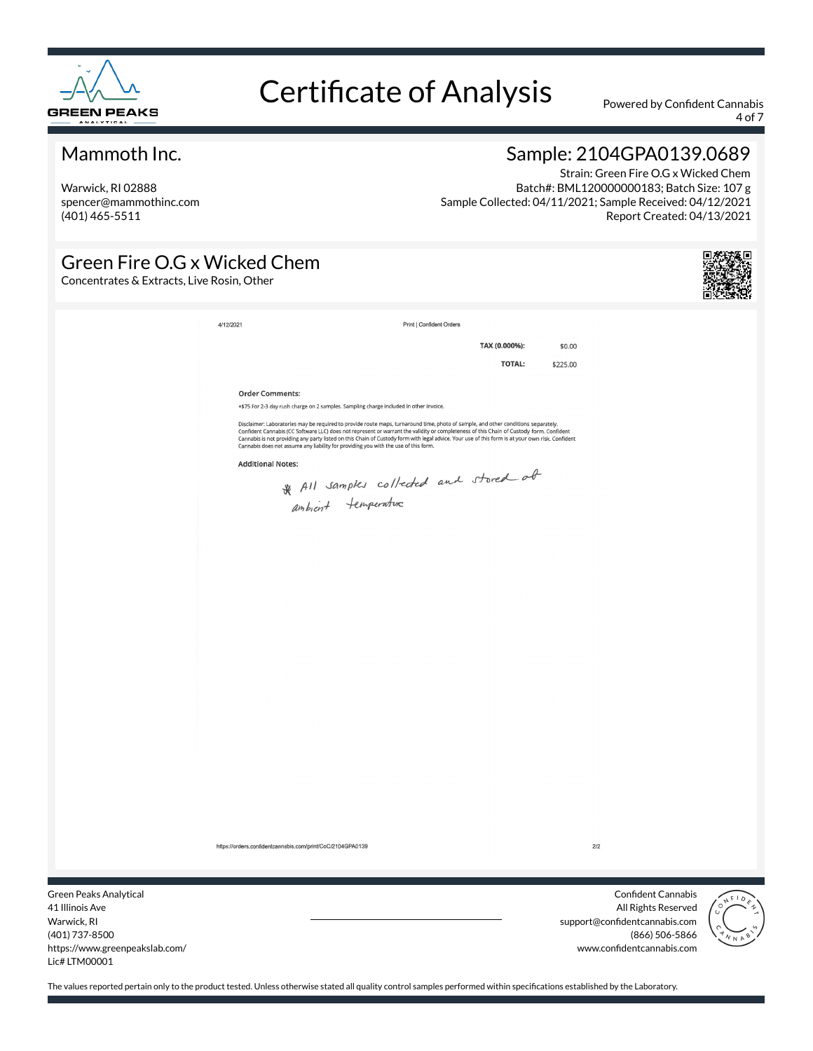# Certificate of Analysis

Powered by Confident Cannabis

## Mammoth Inc.

Warwick, RI 02888
spencer@mammothinc.com
(401) 465-5511

## Sample: 2104GPA0139.0689

Strain: Green Fire O.G x Wicked Chem
Batch#: BML120000000183; Batch Size: 107 g
Sample Collected: 04/11/2021; Sample Received: 04/12/2021
Report Created: 04/13/2021

## Green Fire O.G x Wicked Chem

Concentrates & Extracts, Live Rosin, Other

4/12/2021 Print | Confident Orders

| | |
|---|---|
| TAX (0.000%): | $0.00 |
| TOTAL: | $225.00 |

**Order Comments:**

+$75 For 2-3 day rush charge on 2 samples. Sampling charge included in other invoice.

Disclaimer: Laboratories may be required to provide route maps, turnaround time, photo of sample, and other conditions separately. Confident Cannabis (CC Software LLC) does not represent or warrant the validity or completeness of this Chain of Custody form. Confident Cannabis is not providing any party listed on this Chain of Custody form with legal advice. Your use of this form is at your own risk. Confident Cannabis does not assume any liability for providing you with the use of this form.

**Additional Notes:**

* All samples collected and stored at ambient temperature

https://orders.confidentcannabis.com/print/CoC/2104GPA0139 2/2

Green Peaks Analytical
41 Illinois Ave
Warwick, RI
(401) 737-8500
https://www.greenpeakslab.com/
Lic# LTM00001

Confident Cannabis
All Rights Reserved
support@confidentcannabis.com
(866) 506-5866
www.confidentcannabis.com

The values reported pertain only to the product tested. Unless otherwise stated all quality control samples performed within specifications established by the Laboratory.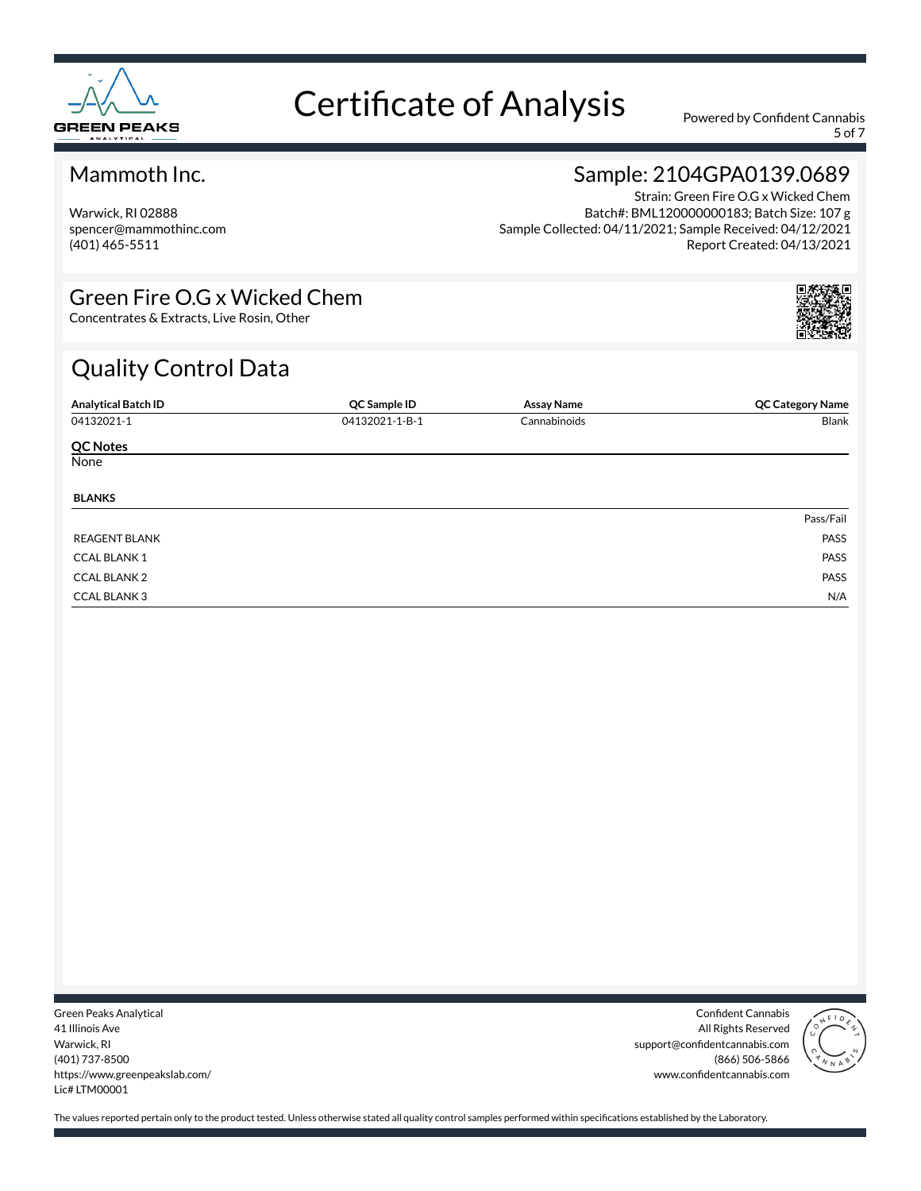# Certificate of Analysis

Powered by Confident Cannabis

## Mammoth Inc.

Warwick, RI 02888
spencer@mammothinc.com
(401) 465-5511

## Sample: 2104GPA0139.0689

Strain: Green Fire O.G x Wicked Chem
Batch#: BML120000000183; Batch Size: 107 g
Sample Collected: 04/11/2021; Sample Received: 04/12/2021
Report Created: 04/13/2021

## Green Fire O.G x Wicked Chem

Concentrates & Extracts, Live Rosin, Other

## Quality Control Data

| Analytical Batch ID | QC Sample ID | Assay Name | QC Category Name |
|---|---|---|---|
| 04132021-1 | 04132021-1-B-1 | Cannabinoids | Blank |

**QC Notes**

None

**BLANKS**

| | Pass/Fail |
|---|---|
| REAGENT BLANK | PASS |
| CCAL BLANK 1 | PASS |
| CCAL BLANK 2 | PASS |
| CCAL BLANK 3 | N/A |

Green Peaks Analytical
41 Illinois Ave
Warwick, RI
(401) 737-8500
https://www.greenpeakslab.com/
Lic# LTM00001

Confident Cannabis
All Rights Reserved
support@confidentcannabis.com
(866) 506-5866
www.confidentcannabis.com

The values reported pertain only to the product tested. Unless otherwise stated all quality control samples performed within specifications established by the Laboratory.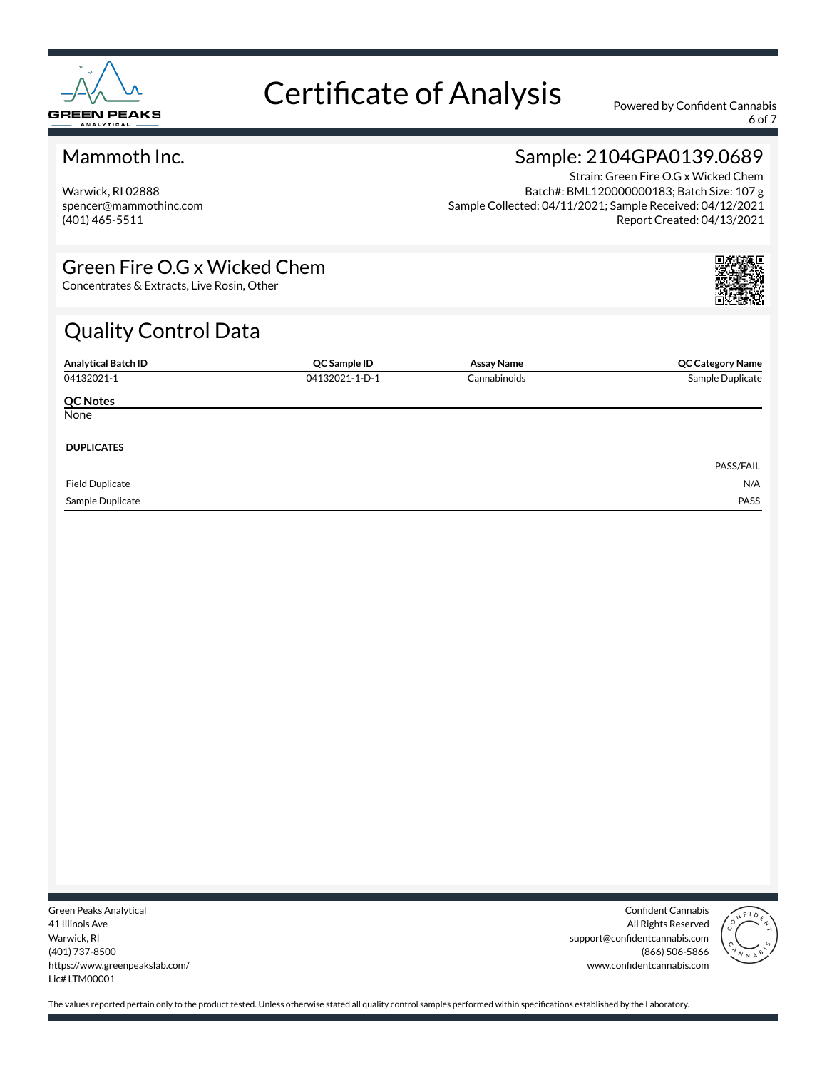# Certificate of Analysis

Powered by Confident Cannabis

## Mammoth Inc.

Warwick, RI 02888
spencer@mammothinc.com
(401) 465-5511

## Sample: 2104GPA0139.0689

Strain: Green Fire O.G x Wicked Chem
Batch#: BML120000000183; Batch Size: 107 g
Sample Collected: 04/11/2021; Sample Received: 04/12/2021
Report Created: 04/13/2021

## Green Fire O.G x Wicked Chem

Concentrates & Extracts, Live Rosin, Other

## Quality Control Data

| Analytical Batch ID | QC Sample ID | Assay Name | QC Category Name |
|---|---|---|---|
| 04132021-1 | 04132021-1-D-1 | Cannabinoids | Sample Duplicate |

**QC Notes**

None

**DUPLICATES**

| | PASS/FAIL |
|---|---|
| Field Duplicate | N/A |
| Sample Duplicate | PASS |

Green Peaks Analytical
41 Illinois Ave
Warwick, RI
(401) 737-8500
https://www.greenpeakslab.com/
Lic# LTM00001

Confident Cannabis
All Rights Reserved
support@confidentcannabis.com
(866) 506-5866
www.confidentcannabis.com

The values reported pertain only to the product tested. Unless otherwise stated all quality control samples performed within specifications established by the Laboratory.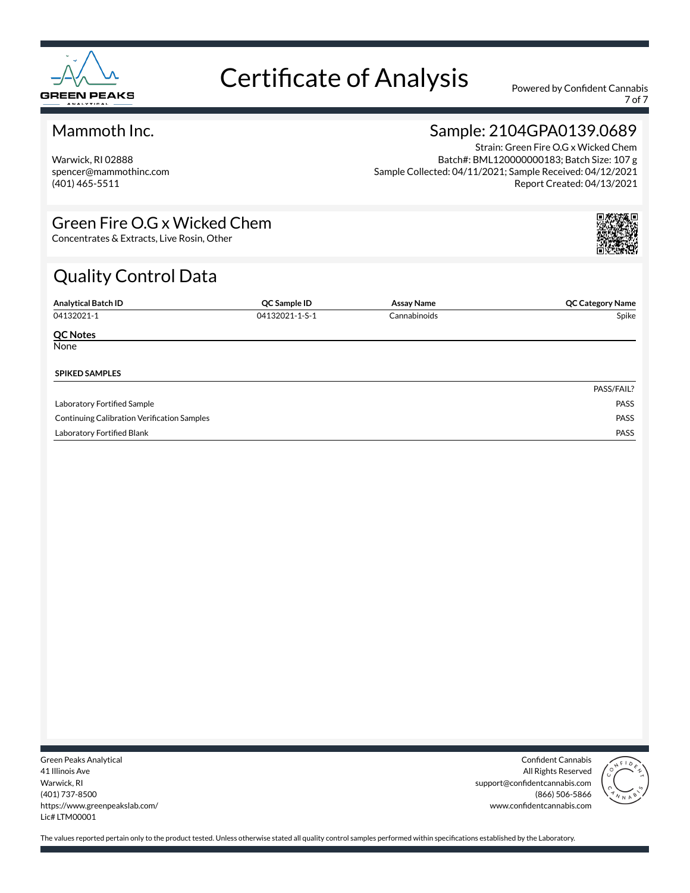# Certificate of Analysis

Powered by Confident Cannabis

## Mammoth Inc.

Warwick, RI 02888
spencer@mammothinc.com
(401) 465-5511

## Sample: 2104GPA0139.0689

Strain: Green Fire O.G x Wicked Chem
Batch#: BML120000000183; Batch Size: 107 g
Sample Collected: 04/11/2021; Sample Received: 04/12/2021
Report Created: 04/13/2021

## Green Fire O.G x Wicked Chem

Concentrates & Extracts, Live Rosin, Other

## Quality Control Data

| Analytical Batch ID | QC Sample ID | Assay Name | QC Category Name |
|---|---|---|---|
| 04132021-1 | 04132021-1-S-1 | Cannabinoids | Spike |

**QC Notes**

None

**SPIKED SAMPLES**

| | PASS/FAIL? |
|---|---|
| Laboratory Fortified Sample | PASS |
| Continuing Calibration Verification Samples | PASS |
| Laboratory Fortified Blank | PASS |

Green Peaks Analytical
41 Illinois Ave
Warwick, RI
(401) 737-8500
https://www.greenpeakslab.com/
Lic# LTM00001

Confident Cannabis
All Rights Reserved
support@confidentcannabis.com
(866) 506-5866
www.confidentcannabis.com

The values reported pertain only to the product tested. Unless otherwise stated all quality control samples performed within specifications established by the Laboratory.